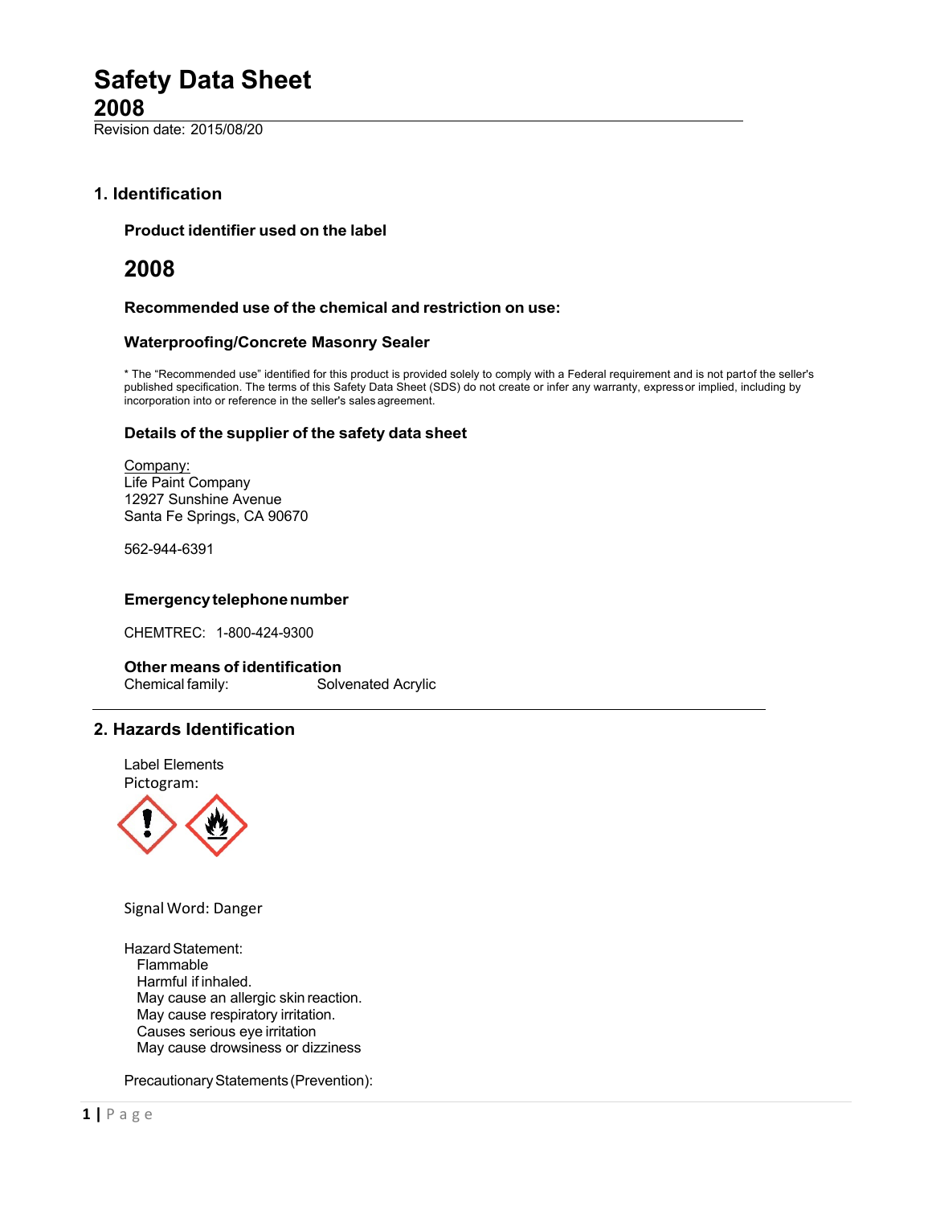# Safety Data Sheet

## 2008

Revision date: 2015/08/20

## 1. Identification

### Product identifier used on the label

## 2008

### Recommended use of the chemical and restriction on use:

### Waterproofing/Concrete Masonry Sealer

* The "Recommended use" identified for this product is provided solely to comply with a Federal requirement and is not partof the seller's published specification. The terms of this Safety Data Sheet (SDS) do not create or infer any warranty, expressor implied, including by incorporation into or reference in the seller's sales agreement.

### Details of the supplier of the safety data sheet

Company:
Life Paint Company
12927 Sunshine Avenue
Santa Fe Springs, CA 90670

562-944-6391

### Emergency telephone number

CHEMTREC: 1-800-424-9300

### Other means of identification

Chemical family: Solvenated Acrylic

## 2. Hazards Identification

Label Elements
Pictogram:

Signal Word: Danger

Hazard Statement:
- Flammable
- Harmful if inhaled.
- May cause an allergic skin reaction.
- May cause respiratory irritation.
- Causes serious eye irritation
- May cause drowsiness or dizziness

Precautionary Statements (Prevention):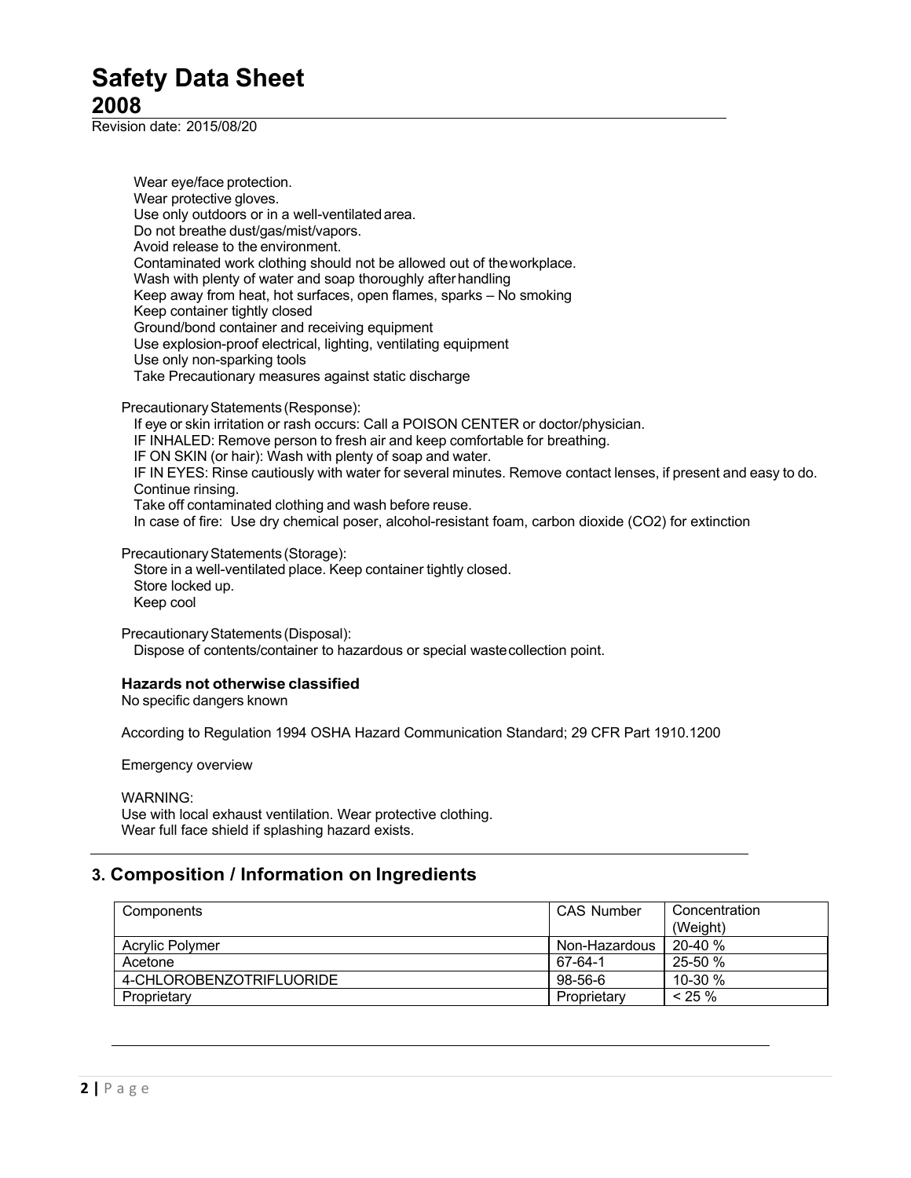Wear eye/face protection.
Wear protective gloves.
Use only outdoors or in a well-ventilated area.
Do not breathe dust/gas/mist/vapors.
Avoid release to the environment.
Contaminated work clothing should not be allowed out of the workplace.
Wash with plenty of water and soap thoroughly after handling
Keep away from heat, hot surfaces, open flames, sparks – No smoking
Keep container tightly closed
Ground/bond container and receiving equipment
Use explosion-proof electrical, lighting, ventilating equipment
Use only non-sparking tools
Take Precautionary measures against static discharge

Precautionary Statements (Response):
If eye or skin irritation or rash occurs: Call a POISON CENTER or doctor/physician.
IF INHALED: Remove person to fresh air and keep comfortable for breathing.
IF ON SKIN (or hair): Wash with plenty of soap and water.
IF IN EYES: Rinse cautiously with water for several minutes. Remove contact lenses, if present and easy to do. Continue rinsing.
Take off contaminated clothing and wash before reuse.
In case of fire: Use dry chemical poser, alcohol-resistant foam, carbon dioxide ($CO_2$) for extinction

Precautionary Statements (Storage):
Store in a well-ventilated place. Keep container tightly closed.
Store locked up.
Keep cool

Precautionary Statements (Disposal):
Dispose of contents/container to hazardous or special waste collection point.

**Hazards not otherwise classified**
No specific dangers known

According to Regulation 1994 OSHA Hazard Communication Standard; 29 CFR Part 1910.1200

Emergency overview

WARNING:
Use with local exhaust ventilation. Wear protective clothing.
Wear full face shield if splashing hazard exists.

## 3. Composition / Information on Ingredients

| Components | CAS Number | Concentration (Weight) |
|---|---|---|
| Acrylic Polymer | Non-Hazardous | 20-40 % |
| Acetone | 67-64-1 | 25-50 % |
| 4-CHLOROBENZOTRIFLUORIDE | 98-56-6 | 10-30 % |
| Proprietary | Proprietary | < 25 % |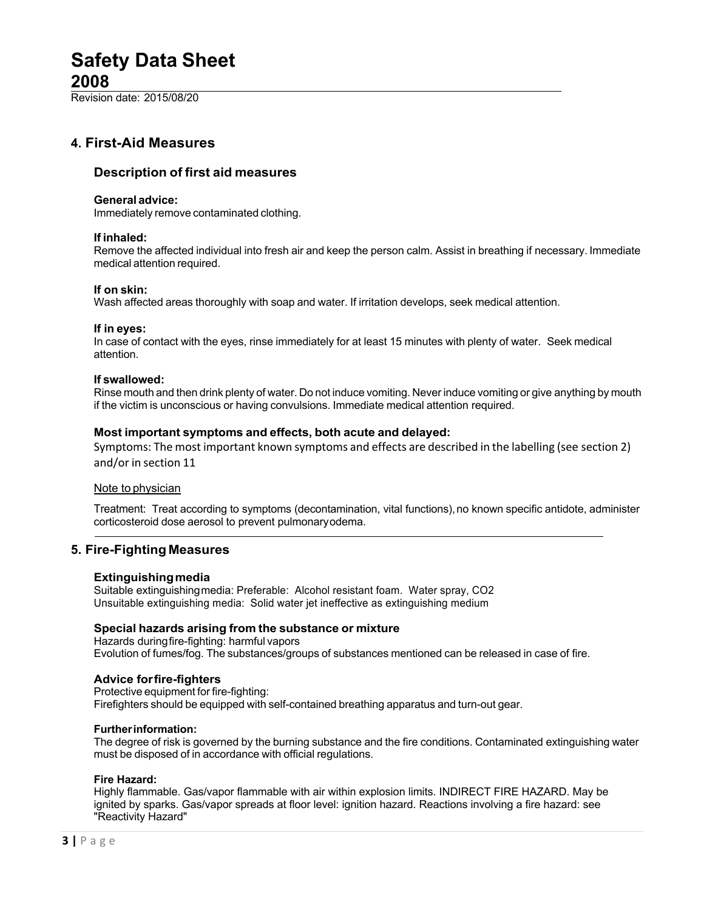## 4. First-Aid Measures

### Description of first aid measures

**General advice:**
Immediately remove contaminated clothing.

**If inhaled:**
Remove the affected individual into fresh air and keep the person calm. Assist in breathing if necessary. Immediate medical attention required.

**If on skin:**
Wash affected areas thoroughly with soap and water. If irritation develops, seek medical attention.

**If in eyes:**
In case of contact with the eyes, rinse immediately for at least 15 minutes with plenty of water. Seek medical attention.

**If swallowed:**
Rinse mouth and then drink plenty of water. Do not induce vomiting. Never induce vomiting or give anything by mouth if the victim is unconscious or having convulsions. Immediate medical attention required.

### Most important symptoms and effects, both acute and delayed:

Symptoms: The most important known symptoms and effects are described in the labelling (see section 2) and/or in section 11

Note to physician

Treatment: Treat according to symptoms (decontamination, vital functions), no known specific antidote, administer corticosteroid dose aerosol to prevent pulmonary odema.

## 5. Fire-Fighting Measures

### Extinguishing media

Suitable extinguishing media: Preferable: Alcohol resistant foam. Water spray, $CO_2$
Unsuitable extinguishing media: Solid water jet ineffective as extinguishing medium

### Special hazards arising from the substance or mixture

Hazards during fire-fighting: harmful vapors
Evolution of fumes/fog. The substances/groups of substances mentioned can be released in case of fire.

### Advice for fire-fighters

Protective equipment for fire-fighting:
Firefighters should be equipped with self-contained breathing apparatus and turn-out gear.

**Further information:**
The degree of risk is governed by the burning substance and the fire conditions. Contaminated extinguishing water must be disposed of in accordance with official regulations.

**Fire Hazard:**
Highly flammable. Gas/vapor flammable with air within explosion limits. INDIRECT FIRE HAZARD. May be ignited by sparks. Gas/vapor spreads at floor level: ignition hazard. Reactions involving a fire hazard: see "Reactivity Hazard"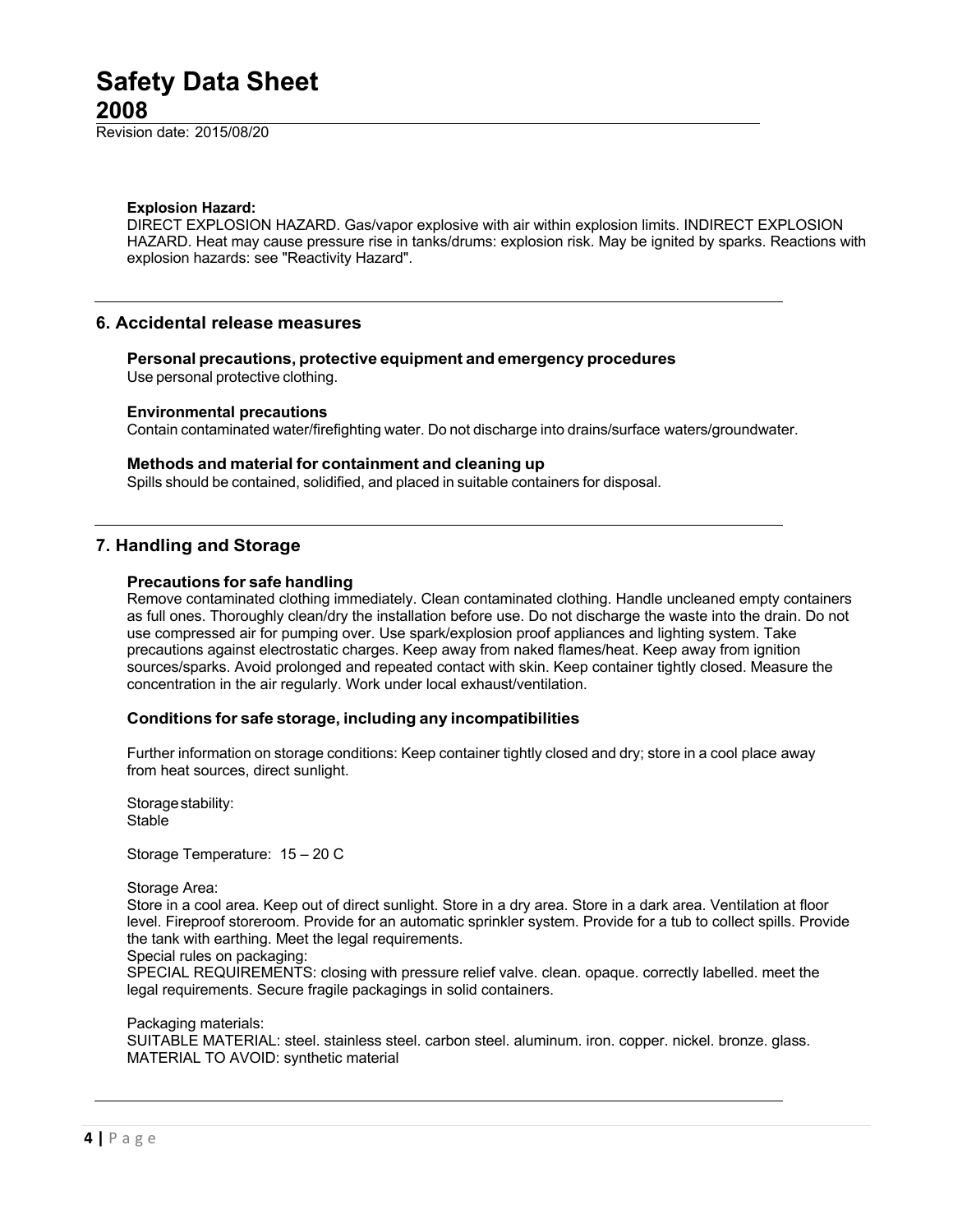**Explosion Hazard:**

DIRECT EXPLOSION HAZARD. Gas/vapor explosive with air within explosion limits. INDIRECT EXPLOSION HAZARD. Heat may cause pressure rise in tanks/drums: explosion risk. May be ignited by sparks. Reactions with explosion hazards: see "Reactivity Hazard".

## 6. Accidental release measures

### Personal precautions, protective equipment and emergency procedures

Use personal protective clothing.

### Environmental precautions

Contain contaminated water/firefighting water. Do not discharge into drains/surface waters/groundwater.

### Methods and material for containment and cleaning up

Spills should be contained, solidified, and placed in suitable containers for disposal.

## 7. Handling and Storage

### Precautions for safe handling

Remove contaminated clothing immediately. Clean contaminated clothing. Handle uncleaned empty containers as full ones. Thoroughly clean/dry the installation before use. Do not discharge the waste into the drain. Do not use compressed air for pumping over. Use spark/explosion proof appliances and lighting system. Take precautions against electrostatic charges. Keep away from naked flames/heat. Keep away from ignition sources/sparks. Avoid prolonged and repeated contact with skin. Keep container tightly closed. Measure the concentration in the air regularly. Work under local exhaust/ventilation.

### Conditions for safe storage, including any incompatibilities

Further information on storage conditions: Keep container tightly closed and dry; store in a cool place away from heat sources, direct sunlight.

Storage stability:
Stable

Storage Temperature: 15 – 20 C

Storage Area:
Store in a cool area. Keep out of direct sunlight. Store in a dry area. Store in a dark area. Ventilation at floor level. Fireproof storeroom. Provide for an automatic sprinkler system. Provide for a tub to collect spills. Provide the tank with earthing. Meet the legal requirements.
Special rules on packaging:
SPECIAL REQUIREMENTS: closing with pressure relief valve. clean. opaque. correctly labelled. meet the legal requirements. Secure fragile packagings in solid containers.

Packaging materials:
SUITABLE MATERIAL: steel. stainless steel. carbon steel. aluminum. iron. copper. nickel. bronze. glass.
MATERIAL TO AVOID: synthetic material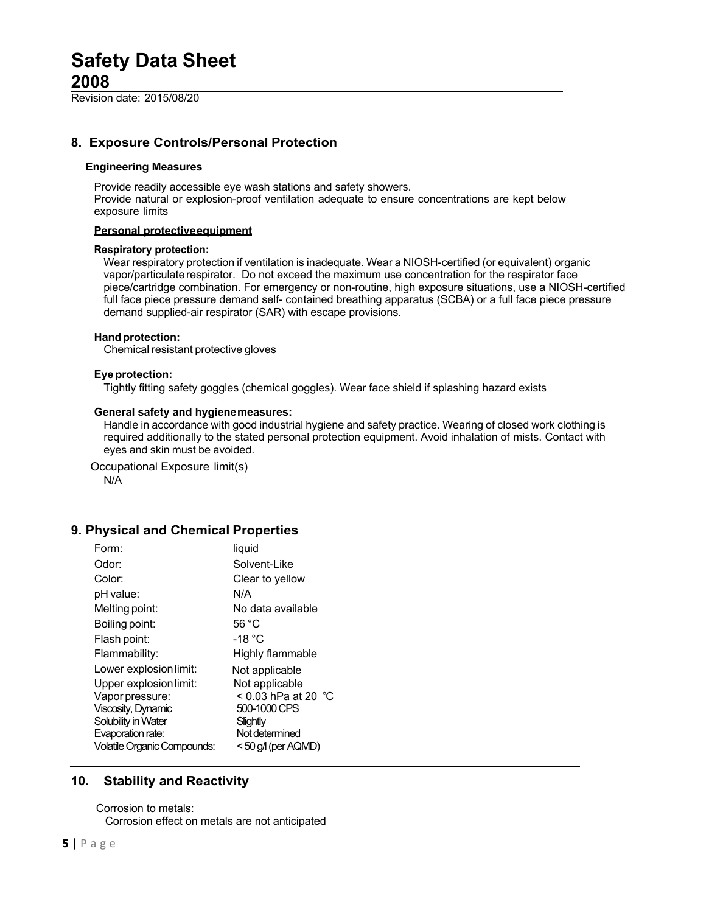# Safety Data Sheet

## 2008

Revision date: 2015/08/20

## 8. Exposure Controls/Personal Protection

### Engineering Measures

Provide readily accessible eye wash stations and safety showers.
Provide natural or explosion-proof ventilation adequate to ensure concentrations are kept below exposure limits

**Personal protective equipment**

**Respiratory protection:**

Wear respiratory protection if ventilation is inadequate. Wear a NIOSH-certified (or equivalent) organic vapor/particulate respirator. Do not exceed the maximum use concentration for the respirator face piece/cartridge combination. For emergency or non-routine, high exposure situations, use a NIOSH-certified full face piece pressure demand self- contained breathing apparatus (SCBA) or a full face piece pressure demand supplied-air respirator (SAR) with escape provisions.

**Hand protection:**

Chemical resistant protective gloves

**Eye protection:**

Tightly fitting safety goggles (chemical goggles). Wear face shield if splashing hazard exists

**General safety and hygiene measures:**

Handle in accordance with good industrial hygiene and safety practice. Wearing of closed work clothing is required additionally to the stated personal protection equipment. Avoid inhalation of mists. Contact with eyes and skin must be avoided.

Occupational Exposure limit(s)

N/A

## 9. Physical and Chemical Properties

| Property | Value |
|---|---|
| Form: | liquid |
| Odor: | Solvent-Like |
| Color: | Clear to yellow |
| pH value: | N/A |
| Melting point: | No data available |
| Boiling point: | 56 °C |
| Flash point: | -18 °C |
| Flammability: | Highly flammable |
| Lower explosion limit: | Not applicable |
| Upper explosion limit: | Not applicable |
| Vapor pressure: | < 0.03 hPa at 20 °C |
| Viscosity, Dynamic | 500-1000 CPS |
| Solubility in Water | Slightly |
| Evaporation rate: | Not determined |
| Volatile Organic Compounds: | < 50 g/l (per AQMD) |

## 10. Stability and Reactivity

Corrosion to metals:

Corrosion effect on metals are not anticipated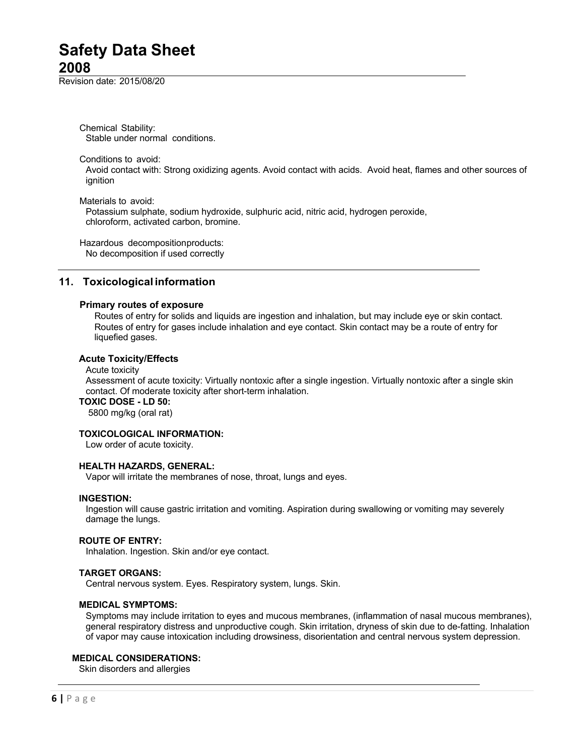Chemical Stability:
Stable under normal conditions.

Conditions to avoid:
Avoid contact with: Strong oxidizing agents. Avoid contact with acids. Avoid heat, flames and other sources of ignition

Materials to avoid:
Potassium sulphate, sodium hydroxide, sulphuric acid, nitric acid, hydrogen peroxide, chloroform, activated carbon, bromine.

Hazardous decompositionproducts:
No decomposition if used correctly

## 11. Toxicological information

**Primary routes of exposure**

Routes of entry for solids and liquids are ingestion and inhalation, but may include eye or skin contact. Routes of entry for gases include inhalation and eye contact. Skin contact may be a route of entry for liquefied gases.

**Acute Toxicity/Effects**

Acute toxicity
Assessment of acute toxicity: Virtually nontoxic after a single ingestion. Virtually nontoxic after a single skin contact. Of moderate toxicity after short-term inhalation.

**TOXIC DOSE - LD 50:**
5800 mg/kg (oral rat)

**TOXICOLOGICAL INFORMATION:**
Low order of acute toxicity.

**HEALTH HAZARDS, GENERAL:**
Vapor will irritate the membranes of nose, throat, lungs and eyes.

**INGESTION:**
Ingestion will cause gastric irritation and vomiting. Aspiration during swallowing or vomiting may severely damage the lungs.

**ROUTE OF ENTRY:**
Inhalation. Ingestion. Skin and/or eye contact.

**TARGET ORGANS:**
Central nervous system. Eyes. Respiratory system, lungs. Skin.

**MEDICAL SYMPTOMS:**
Symptoms may include irritation to eyes and mucous membranes, (inflammation of nasal mucous membranes), general respiratory distress and unproductive cough. Skin irritation, dryness of skin due to de-fatting. Inhalation of vapor may cause intoxication including drowsiness, disorientation and central nervous system depression.

**MEDICAL CONSIDERATIONS:**
Skin disorders and allergies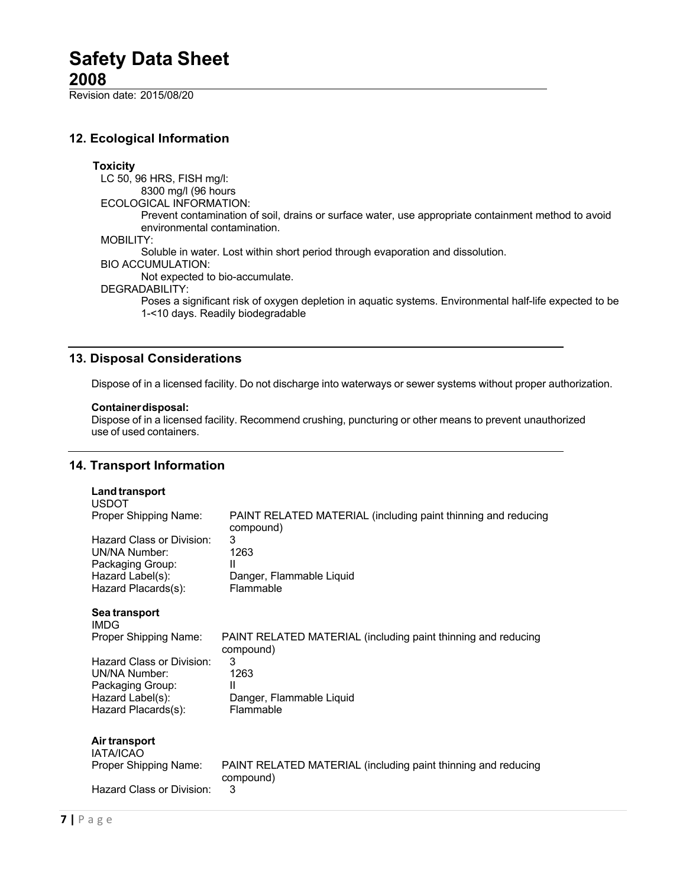## 12. Ecological Information

**Toxicity**

LC 50, 96 HRS, FISH mg/l:

8300 mg/l (96 hours

ECOLOGICAL INFORMATION:

Prevent contamination of soil, drains or surface water, use appropriate containment method to avoid environmental contamination.

MOBILITY:

Soluble in water. Lost within short period through evaporation and dissolution.

BIO ACCUMULATION:

Not expected to bio-accumulate.

DEGRADABILITY:

Poses a significant risk of oxygen depletion in aquatic systems. Environmental half-life expected to be 1-<10 days. Readily biodegradable

## 13. Disposal Considerations

Dispose of in a licensed facility. Do not discharge into waterways or sewer systems without proper authorization.

**Container disposal:**

Dispose of in a licensed facility. Recommend crushing, puncturing or other means to prevent unauthorized use of used containers.

## 14. Transport Information

**Land transport**

USDOT

| | |
|---|---|
| Proper Shipping Name: | PAINT RELATED MATERIAL (including paint thinning and reducing compound) |
| Hazard Class or Division: | 3 |
| UN/NA Number: | 1263 |
| Packaging Group: | II |
| Hazard Label(s): | Danger, Flammable Liquid |
| Hazard Placards(s): | Flammable |

**Sea transport**

IMDG

| | |
|---|---|
| Proper Shipping Name: | PAINT RELATED MATERIAL (including paint thinning and reducing compound) |
| Hazard Class or Division: | 3 |
| UN/NA Number: | 1263 |
| Packaging Group: | II |
| Hazard Label(s): | Danger, Flammable Liquid |
| Hazard Placards(s): | Flammable |

**Air transport**

IATA/ICAO

| | |
|---|---|
| Proper Shipping Name: | PAINT RELATED MATERIAL (including paint thinning and reducing compound) |
| Hazard Class or Division: | 3 |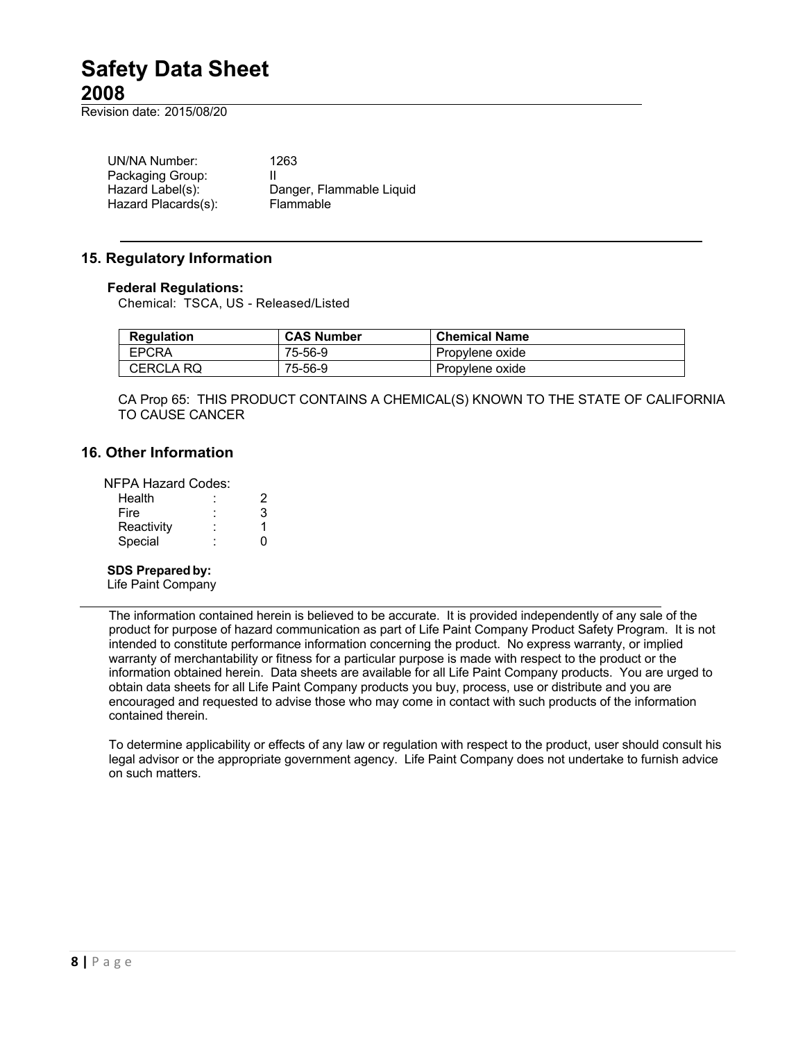# Safety Data Sheet
## 2008

Revision date: 2015/08/20

| | |
|---|---|
| UN/NA Number: | 1263 |
| Packaging Group: | II |
| Hazard Label(s): | Danger, Flammable Liquid |
| Hazard Placards(s): | Flammable |

## 15. Regulatory Information

**Federal Regulations:**

Chemical: TSCA, US - Released/Listed

| Regulation | CAS Number | Chemical Name |
|---|---|---|
| EPCRA | 75-56-9 | Propylene oxide |
| CERCLA RQ | 75-56-9 | Propylene oxide |

CA Prop 65: THIS PRODUCT CONTAINS A CHEMICAL(S) KNOWN TO THE STATE OF CALIFORNIA TO CAUSE CANCER

## 16. Other Information

NFPA Hazard Codes:

| | | |
|---|---|---|
| Health | : | 2 |
| Fire | : | 3 |
| Reactivity | : | 1 |
| Special | : | 0 |

**SDS Prepared by:**

Life Paint Company

The information contained herein is believed to be accurate. It is provided independently of any sale of the product for purpose of hazard communication as part of Life Paint Company Product Safety Program. It is not intended to constitute performance information concerning the product. No express warranty, or implied warranty of merchantability or fitness for a particular purpose is made with respect to the product or the information obtained herein. Data sheets are available for all Life Paint Company products. You are urged to obtain data sheets for all Life Paint Company products you buy, process, use or distribute and you are encouraged and requested to advise those who may come in contact with such products of the information contained therein.

To determine applicability or effects of any law or regulation with respect to the product, user should consult his legal advisor or the appropriate government agency. Life Paint Company does not undertake to furnish advice on such matters.